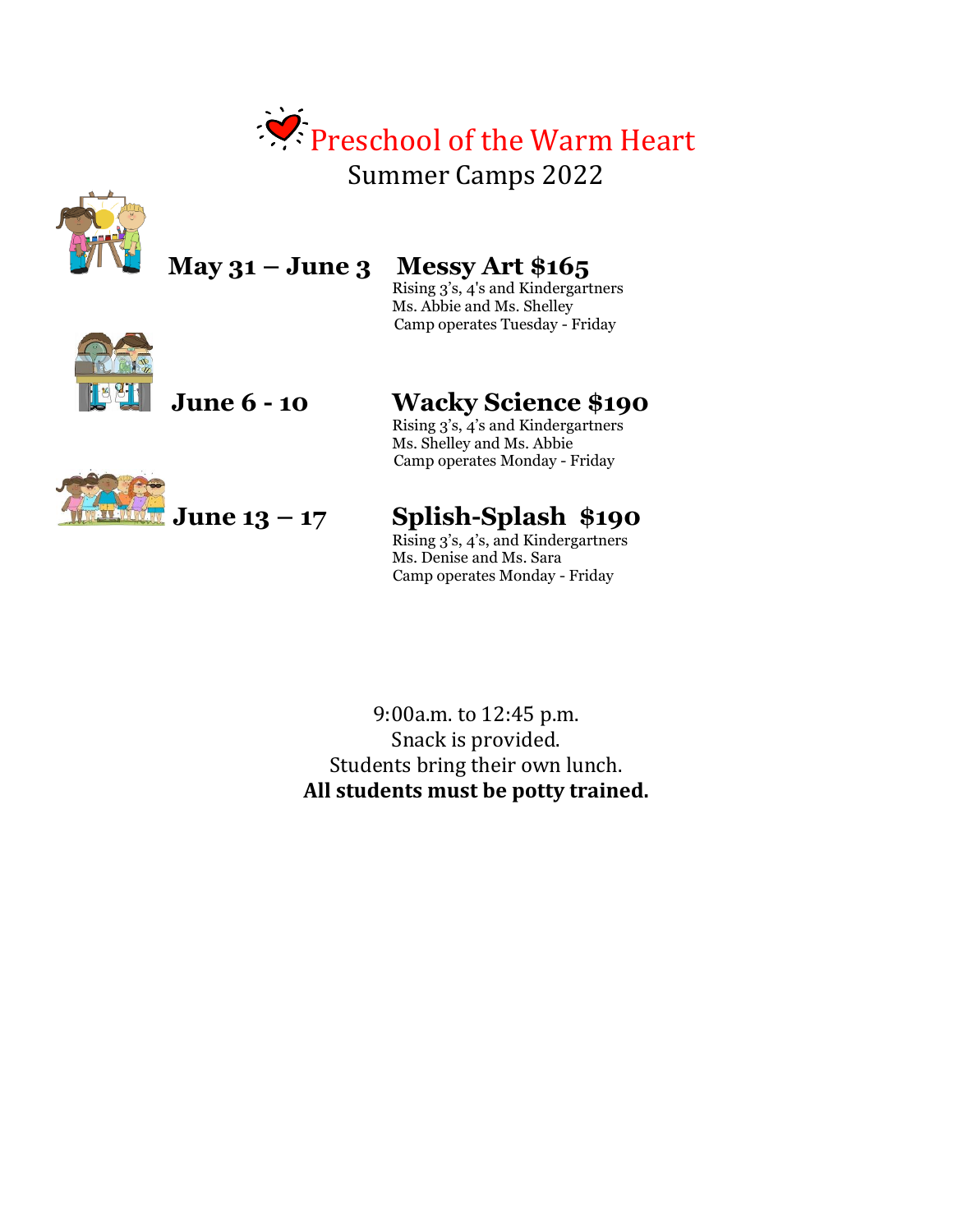# Preschool of the Warm Heart

## Summer Camps 2022

**May 31 – June 3** **Messy Art $165**

Rising 3's, 4's and Kindergartners
Ms. Abbie and Ms. Shelley
Camp operates Tuesday - Friday

**June 6 - 10** **Wacky Science $190**

Rising 3's, 4's and Kindergartners
Ms. Shelley and Ms. Abbie
Camp operates Monday - Friday

**June 13 – 17** **Splish-Splash $190**

Rising 3's, 4's, and Kindergartners
Ms. Denise and Ms. Sara
Camp operates Monday - Friday

9:00a.m. to 12:45 p.m.
Snack is provided.
Students bring their own lunch.
**All students must be potty trained.**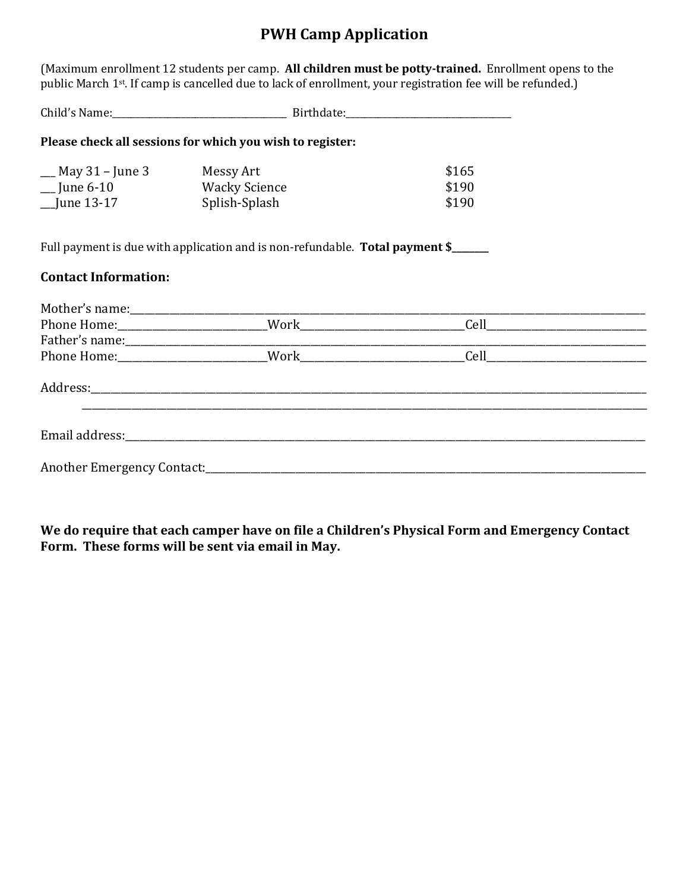# PWH Camp Application

(Maximum enrollment 12 students per camp. **All children must be potty-trained.** Enrollment opens to the public March 1st. If camp is cancelled due to lack of enrollment, your registration fee will be refunded.)

Child's Name:________________________ Birthdate:________________________

**Please check all sessions for which you wish to register:**

| | | |
|---|---|---|
| ___ May 31 – June 3 | Messy Art | $165 |
| ___ June 6-10 | Wacky Science | $190 |
| ___June 13-17 | Splish-Splash | $190 |

Full payment is due with application and is non-refundable. **Total payment $________**

**Contact Information:**

Mother's name:________________________________________________

Phone Home:________________Work________________Cell________________

Father's name:________________________________________________

Phone Home:________________Work________________Cell________________

Address:________________________________________________

________________________________________________

Email address:________________________________________________

Another Emergency Contact:________________________________________________

**We do require that each camper have on file a Children's Physical Form and Emergency Contact Form. These forms will be sent via email in May.**